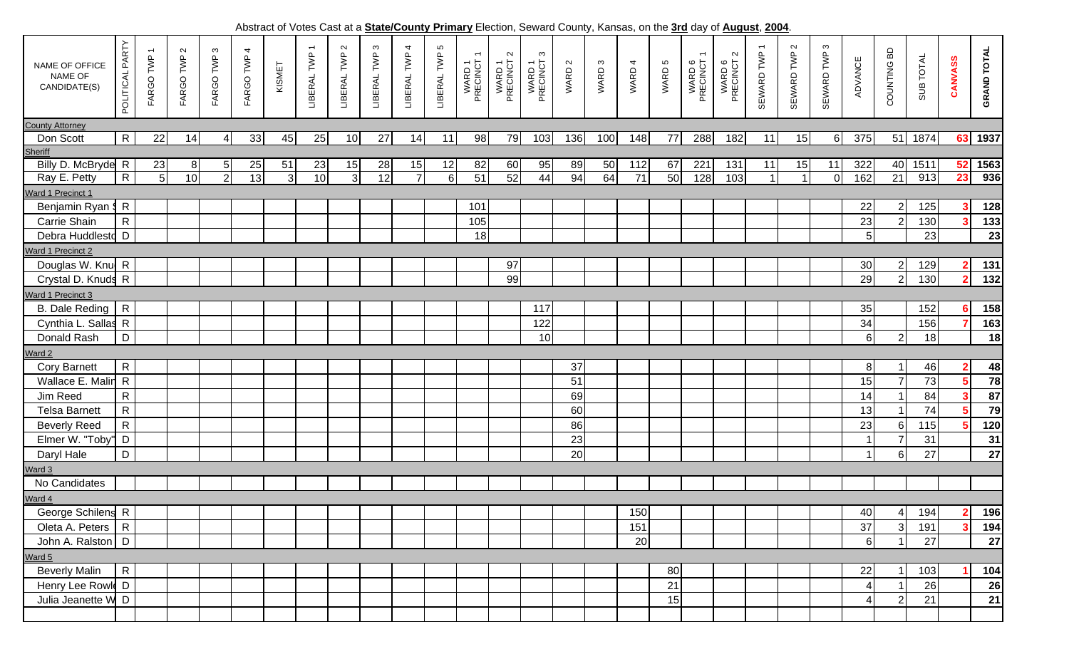Abstract of Votes Cast at a **State/County Primary** Election, Seward County, Kansas, on the **3rd** day of **August**, **2004**.

| NAME OF OFFICE NAME OF CANDIDATE(S) | POLITICAL PARTY | FARGO TWP 1 | FARGO TWP 2 | FARGO TWP 3 | FARGO TWP 4 | KISMET | LIBERAL TWP 1 | LIBERAL TWP 2 | LIBERAL TWP 3 | LIBERAL TWP 4 | LIBERAL TWP 5 | WARD 1 PRECINCT 1 | WARD 1 PRECINCT 2 | WARD 1 PRECINCT 3 | WARD 2 | WARD 3 | WARD 4 | WARD 5 | WARD 6 PRECINCT 1 | WARD 6 PRECINCT 2 | SEWARD TWP 1 | SEWARD TWP 2 | SEWARD TWP 3 | ADVANCE | COUNTING BD | SUB TOTAL | CANVASS | GRAND TOTAL |
|---|---|---|---|---|---|---|---|---|---|---|---|---|---|---|---|---|---|---|---|---|---|---|---|---|---|---|---|---|
| County Attorney | | | | | | | | | | | | | | | | | | | | | | | | | | | | |
| Don Scott | R | 22 | 14 | 4 | 33 | 45 | 25 | 10 | 27 | 14 | 11 | 98 | 79 | 103 | 136 | 100 | 148 | 77 | 288 | 182 | 11 | 15 | 6 | 375 | 51 | 1874 | 63 | 1937 |
| Sheriff | | | | | | | | | | | | | | | | | | | | | | | | | | | | |
| Billy D. McBryde | R | 23 | 8 | 5 | 25 | 51 | 23 | 15 | 28 | 15 | 12 | 82 | 60 | 95 | 89 | 50 | 112 | 67 | 221 | 131 | 11 | 15 | 11 | 322 | 40 | 1511 | 52 | 1563 |
| Ray E. Petty | R | 5 | 10 | 2 | 13 | 3 | 10 | 3 | 12 | 7 | 6 | 51 | 52 | 44 | 94 | 64 | 71 | 50 | 128 | 103 | 1 | 1 | 0 | 162 | 21 | 913 | 23 | 936 |
| Ward 1 Precinct 1 | | | | | | | | | | | | | | | | | | | | | | | | | | | | |
| Benjamin Ryan S | R | | | | | | | | | | | 101 | | | | | | | | | | | | 22 | 2 | 125 | 3 | 128 |
| Carrie Shain | R | | | | | | | | | | | 105 | | | | | | | | | | | | 23 | 2 | 130 | 3 | 133 |
| Debra Huddlesto | D | | | | | | | | | | | 18 | | | | | | | | | | | | 5 | | 23 | | 23 |
| Ward 1 Precinct 2 | | | | | | | | | | | | | | | | | | | | | | | | | | | | |
| Douglas W. Knu | R | | | | | | | | | | | | 97 | | | | | | | | | | | 30 | 2 | 129 | 2 | 131 |
| Crystal D. Knuds | R | | | | | | | | | | | | 99 | | | | | | | | | | | 29 | 2 | 130 | 2 | 132 |
| Ward 1 Precinct 3 | | | | | | | | | | | | | | | | | | | | | | | | | | | | |
| B. Dale Reding | R | | | | | | | | | | | | | 117 | | | | | | | | | | 35 | | 152 | 6 | 158 |
| Cynthia L. Sallas | R | | | | | | | | | | | | | 122 | | | | | | | | | | 34 | | 156 | 7 | 163 |
| Donald Rash | D | | | | | | | | | | | | | 10 | | | | | | | | | | 6 | 2 | 18 | | 18 |
| Ward 2 | | | | | | | | | | | | | | | | | | | | | | | | | | | | |
| Cory Barnett | R | | | | | | | | | | | | | | 37 | | | | | | | | | 8 | 1 | 46 | 2 | 48 |
| Wallace E. Malin | R | | | | | | | | | | | | | | 51 | | | | | | | | | 15 | 7 | 73 | 5 | 78 |
| Jim Reed | R | | | | | | | | | | | | | | 69 | | | | | | | | | 14 | 1 | 84 | 3 | 87 |
| Telsa Barnett | R | | | | | | | | | | | | | | 60 | | | | | | | | | 13 | 1 | 74 | 5 | 79 |
| Beverly Reed | R | | | | | | | | | | | | | | 86 | | | | | | | | | 23 | 6 | 115 | 5 | 120 |
| Elmer W. "Toby" | D | | | | | | | | | | | | | | 23 | | | | | | | | | 1 | 7 | 31 | | 31 |
| Daryl Hale | D | | | | | | | | | | | | | | 20 | | | | | | | | | 1 | 6 | 27 | | 27 |
| Ward 3 | | | | | | | | | | | | | | | | | | | | | | | | | | | | |
| No Candidates | | | | | | | | | | | | | | | | | | | | | | | | | | | | |
| Ward 4 | | | | | | | | | | | | | | | | | | | | | | | | | | | | |
| George Schilens | R | | | | | | | | | | | | | | | | 150 | | | | | | | 40 | 4 | 194 | 2 | 196 |
| Oleta A. Peters | R | | | | | | | | | | | | | | | | 151 | | | | | | | 37 | 3 | 191 | 3 | 194 |
| John A. Ralston | D | | | | | | | | | | | | | | | | 20 | | | | | | | 6 | 1 | 27 | | 27 |
| Ward 5 | | | | | | | | | | | | | | | | | | | | | | | | | | | | |
| Beverly Malin | R | | | | | | | | | | | | | | | | | 80 | | | | | | 22 | 1 | 103 | 1 | 104 |
| Henry Lee Rowl | D | | | | | | | | | | | | | | | | | 21 | | | | | | 4 | 1 | 26 | | 26 |
| Julia Jeanette W | D | | | | | | | | | | | | | | | | | 15 | | | | | | 4 | 2 | 21 | | 21 |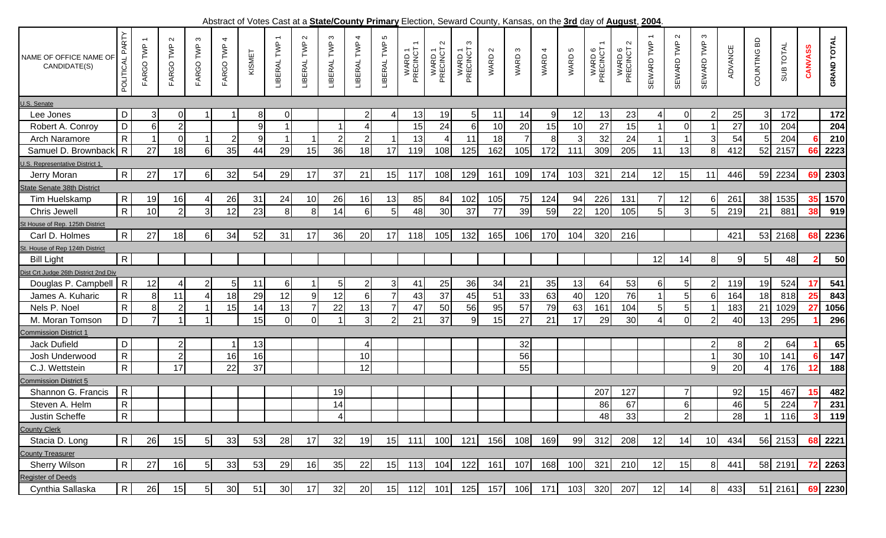Abstract of Votes Cast at a **State/County Primary** Election, Seward County, Kansas, on the **3rd** day of **August**, **2004**.

| NAME OF OFFICE NAME OF CANDIDATE(S) | POLITICAL PARTY | FARGO TWP 1 | FARGO TWP 2 | FARGO TWP 3 | FARGO TWP 4 | KISMET | LIBERAL TWP 1 | LIBERAL TWP 2 | LIBERAL TWP 3 | LIBERAL TWP 4 | LIBERAL TWP 5 | WARD 1 PRECINCT 1 | WARD 1 PRECINCT 2 | WARD 1 PRECINCT 3 | WARD 2 | WARD 3 | WARD 4 | WARD 5 | WARD 6 PRECINCT 1 | WARD 6 PRECINCT 2 | SEWARD TWP 1 | SEWARD TWP 2 | SEWARD TWP 3 | ADVANCE | COUNTING BD | SUB TOTAL | **CANVASS** | **GRAND TOTAL** |
|---|---|---|---|---|---|---|---|---|---|---|---|---|---|---|---|---|---|---|---|---|---|---|---|---|---|---|---|---|
| U.S. Senate | | | | | | | | | | | | | | | | | | | | | | | | | | | | |
| Lee Jones | D | 3 | 0 | 1 | 1 | 8 | 0 | | | 2 | 4 | 13 | 19 | 5 | 11 | 14 | 9 | 12 | 13 | 23 | 4 | 0 | 2 | 25 | 3 | 172 | | **172** |
| Robert A. Conroy | D | 6 | 2 | | | 9 | 1 | | 1 | 4 | | 15 | 24 | 6 | 10 | 20 | 15 | 10 | 27 | 15 | 1 | 0 | 1 | 27 | 10 | 204 | | **204** |
| Arch Naramore | R | 1 | 0 | 1 | 2 | 9 | 1 | 1 | 2 | 2 | 1 | 13 | 4 | 11 | 18 | 7 | 8 | 3 | 32 | 24 | 1 | 1 | 3 | 54 | 5 | 204 | **6** | **210** |
| Samuel D. Brownback | R | 27 | 18 | 6 | 35 | 44 | 29 | 15 | 36 | 18 | 17 | 119 | 108 | 125 | 162 | 105 | 172 | 111 | 309 | 205 | 11 | 13 | 8 | 412 | 52 | 2157 | **66** | **2223** |
| U.S. Representative District 1 | | | | | | | | | | | | | | | | | | | | | | | | | | | | |
| Jerry Moran | R | 27 | 17 | 6 | 32 | 54 | 29 | 17 | 37 | 21 | 15 | 117 | 108 | 129 | 161 | 109 | 174 | 103 | 321 | 214 | 12 | 15 | 11 | 446 | 59 | 2234 | **69** | **2303** |
| State Senate 38th District | | | | | | | | | | | | | | | | | | | | | | | | | | | | |
| Tim Huelskamp | R | 19 | 16 | 4 | 26 | 31 | 24 | 10 | 26 | 16 | 13 | 85 | 84 | 102 | 105 | 75 | 124 | 94 | 226 | 131 | 7 | 12 | 6 | 261 | 38 | 1535 | **35** | **1570** |
| Chris Jewell | R | 10 | 2 | 3 | 12 | 23 | 8 | 8 | 14 | 6 | 5 | 48 | 30 | 37 | 77 | 39 | 59 | 22 | 120 | 105 | 5 | 3 | 5 | 219 | 21 | 881 | **38** | **919** |
| St House of Rep. 125th District | | | | | | | | | | | | | | | | | | | | | | | | | | | | |
| Carl D. Holmes | R | 27 | 18 | 6 | 34 | 52 | 31 | 17 | 36 | 20 | 17 | 118 | 105 | 132 | 165 | 106 | 170 | 104 | 320 | 216 | | | | 421 | 53 | 2168 | **68** | **2236** |
| St. House of Rep 124th District | | | | | | | | | | | | | | | | | | | | | | | | | | | | |
| Bill Light | R | | | | | | | | | | | | | | | | | | | | 12 | 14 | 8 | 9 | 5 | 48 | **2** | **50** |
| Dist Crt Judge 26th District 2nd Div | | | | | | | | | | | | | | | | | | | | | | | | | | | | |
| Douglas P. Campbell | R | 12 | 4 | 2 | 5 | 11 | 6 | 1 | 5 | 2 | 3 | 41 | 25 | 36 | 34 | 21 | 35 | 13 | 64 | 53 | 6 | 5 | 2 | 119 | 19 | 524 | **17** | **541** |
| James A. Kuharic | R | 8 | 11 | 4 | 18 | 29 | 12 | 9 | 12 | 6 | 7 | 43 | 37 | 45 | 51 | 33 | 63 | 40 | 120 | 76 | 1 | 5 | 6 | 164 | 18 | 818 | **25** | **843** |
| Nels P. Noel | R | 8 | 2 | 1 | 15 | 14 | 13 | 7 | 22 | 13 | 7 | 47 | 50 | 56 | 95 | 57 | 79 | 63 | 161 | 104 | 5 | 5 | 1 | 183 | 21 | 1029 | **27** | **1056** |
| M. Moran Tomson | D | 7 | 1 | 1 | | 15 | 0 | 0 | 1 | 3 | 2 | 21 | 37 | 9 | 15 | 27 | 21 | 17 | 29 | 30 | 4 | 0 | 2 | 40 | 13 | 295 | **1** | **296** |
| Commission District 1 | | | | | | | | | | | | | | | | | | | | | | | | | | | | |
| Jack Dufield | D | | 2 | | 1 | 13 | | | | 4 | | | | | | 32 | | | | | | | 2 | 8 | 2 | 64 | **1** | **65** |
| Josh Underwood | R | | 2 | | 16 | 16 | | | | 10 | | | | | | 56 | | | | | | | 1 | 30 | 10 | 141 | **6** | **147** |
| C.J. Wettstein | R | | 17 | | 22 | 37 | | | | 12 | | | | | | 55 | | | | | | | 9 | 20 | 4 | 176 | **12** | **188** |
| Commission District 5 | | | | | | | | | | | | | | | | | | | | | | | | | | | | |
| Shannon G. Francis | R | | | | | | | | 19 | | | | | | | | | | 207 | 127 | | 7 | | 92 | 15 | 467 | **15** | **482** |
| Steven A. Helm | R | | | | | | | | 14 | | | | | | | | | | 86 | 67 | | 6 | | 46 | 5 | 224 | **7** | **231** |
| Justin Scheffe | R | | | | | | | | 4 | | | | | | | | | | 48 | 33 | | 2 | | 28 | 1 | 116 | **3** | **119** |
| County Clerk | | | | | | | | | | | | | | | | | | | | | | | | | | | | |
| Stacia D. Long | R | 26 | 15 | 5 | 33 | 53 | 28 | 17 | 32 | 19 | 15 | 111 | 100 | 121 | 156 | 108 | 169 | 99 | 312 | 208 | 12 | 14 | 10 | 434 | 56 | 2153 | **68** | **2221** |
| County Treasurer | | | | | | | | | | | | | | | | | | | | | | | | | | | | |
| Sherry Wilson | R | 27 | 16 | 5 | 33 | 53 | 29 | 16 | 35 | 22 | 15 | 113 | 104 | 122 | 161 | 107 | 168 | 100 | 321 | 210 | 12 | 15 | 8 | 441 | 58 | 2191 | **72** | **2263** |
| Register of Deeds | | | | | | | | | | | | | | | | | | | | | | | | | | | | |
| Cynthia Sallaska | R | 26 | 15 | 5 | 30 | 51 | 30 | 17 | 32 | 20 | 15 | 112 | 101 | 125 | 157 | 106 | 171 | 103 | 320 | 207 | 12 | 14 | 8 | 433 | 51 | 2161 | **69** | **2230** |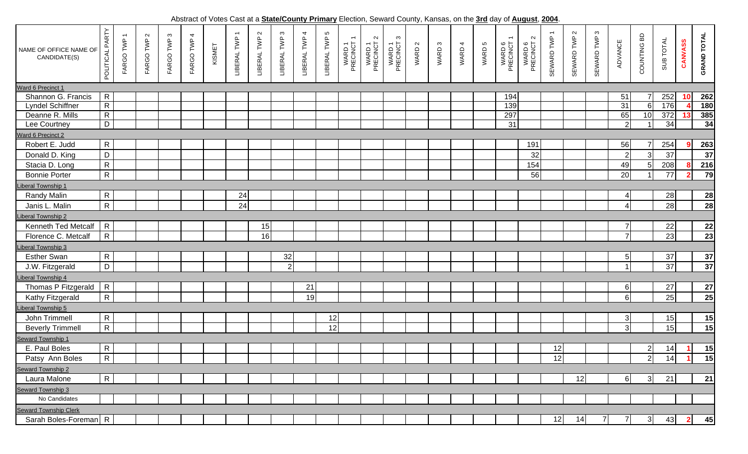Abstract of Votes Cast at a **State/County Primary** Election, Seward County, Kansas, on the **3rd** day of **August**, **2004**.

| NAME OF OFFICE NAME OF CANDIDATE(S) | POLITICAL PARTY | FARGO TWP 1 | FARGO TWP 2 | FARGO TWP 3 | FARGO TWP 4 | KISMET | LIBERAL TWP 1 | LIBERAL TWP 2 | LIBERAL TWP 3 | LIBERAL TWP 4 | LIBERAL TWP 5 | WARD 1 PRECINCT 1 | WARD 1 PRECINCT 2 | WARD 1 PRECINCT 3 | WARD 2 | WARD 3 | WARD 4 | WARD 5 | WARD 6 PRECINCT 1 | WARD 6 PRECINCT 2 | SEWARD TWP 1 | SEWARD TWP 2 | SEWARD TWP 3 | ADVANCE | COUNTING BD | SUB TOTAL | CANVASS | GRAND TOTAL |
|---|---|---|---|---|---|---|---|---|---|---|---|---|---|---|---|---|---|---|---|---|---|---|---|---|---|---|---|---|
| Ward 6 Precinct 1 | | | | | | | | | | | | | | | | | | | | | | | | | | | | |
| Shannon G. Francis | R | | | | | | | | | | | | | | | | | | 194 | | | | | 51 | 7 | 252 | 10 | 262 |
| Lyndel Schiffner | R | | | | | | | | | | | | | | | | | | 139 | | | | | 31 | 6 | 176 | 4 | 180 |
| Deanne R. Mills | R | | | | | | | | | | | | | | | | | | 297 | | | | | 65 | 10 | 372 | 13 | 385 |
| Lee Courtney | D | | | | | | | | | | | | | | | | | | 31 | | | | | 2 | 1 | 34 | | 34 |
| Ward 6 Precinct 2 | | | | | | | | | | | | | | | | | | | | | | | | | | | | |
| Robert E. Judd | R | | | | | | | | | | | | | | | | | | | 191 | | | | 56 | 7 | 254 | 9 | 263 |
| Donald D. King | D | | | | | | | | | | | | | | | | | | | 32 | | | | 2 | 3 | 37 | | 37 |
| Stacia D. Long | R | | | | | | | | | | | | | | | | | | | 154 | | | | 49 | 5 | 208 | 8 | 216 |
| Bonnie Porter | R | | | | | | | | | | | | | | | | | | | 56 | | | | 20 | 1 | 77 | 2 | 79 |
| Liberal Township 1 | | | | | | | | | | | | | | | | | | | | | | | | | | | | |
| Randy Malin | R | | | | | | 24 | | | | | | | | | | | | | | | | | 4 | | 28 | | 28 |
| Janis L. Malin | R | | | | | | 24 | | | | | | | | | | | | | | | | | 4 | | 28 | | 28 |
| Liberal Township 2 | | | | | | | | | | | | | | | | | | | | | | | | | | | | |
| Kenneth Ted Metcalf | R | | | | | | | 15 | | | | | | | | | | | | | | | | 7 | | 22 | | 22 |
| Florence C. Metcalf | R | | | | | | | 16 | | | | | | | | | | | | | | | | 7 | | 23 | | 23 |
| Liberal Township 3 | | | | | | | | | | | | | | | | | | | | | | | | | | | | |
| Esther Swan | R | | | | | | | | 32 | | | | | | | | | | | | | | | 5 | | 37 | | 37 |
| J.W. Fitzgerald | D | | | | | | | | 2 | | | | | | | | | | | | | | | 1 | | 37 | | 37 |
| Liberal Township 4 | | | | | | | | | | | | | | | | | | | | | | | | | | | | |
| Thomas P Fitzgerald | R | | | | | | | | | 21 | | | | | | | | | | | | | | 6 | | 27 | | 27 |
| Kathy Fitzgerald | R | | | | | | | | | 19 | | | | | | | | | | | | | | 6 | | 25 | | 25 |
| Liberal Township 5 | | | | | | | | | | | | | | | | | | | | | | | | | | | | |
| John Trimmell | R | | | | | | | | | | 12 | | | | | | | | | | | | | 3 | | 15 | | 15 |
| Beverly Trimmell | R | | | | | | | | | | 12 | | | | | | | | | | | | | 3 | | 15 | | 15 |
| Seward Township 1 | | | | | | | | | | | | | | | | | | | | | | | | | | | | |
| E. Paul Boles | R | | | | | | | | | | | | | | | | | | | | 12 | | | | 2 | 14 | 1 | 15 |
| Patsy Ann Boles | R | | | | | | | | | | | | | | | | | | | | 12 | | | | 2 | 14 | 1 | 15 |
| Seward Township 2 | | | | | | | | | | | | | | | | | | | | | | | | | | | | |
| Laura Malone | R | | | | | | | | | | | | | | | | | | | | | 12 | | 6 | 3 | 21 | | 21 |
| Seward Township 3 | | | | | | | | | | | | | | | | | | | | | | | | | | | | |
| No Candidates | | | | | | | | | | | | | | | | | | | | | | | | | | | | |
| Seward Township Clerk | | | | | | | | | | | | | | | | | | | | | | | | | | | | |
| Sarah Boles-Foreman | R | | | | | | | | | | | | | | | | | | | | 12 | 14 | 7 | 7 | 3 | 43 | 2 | 45 |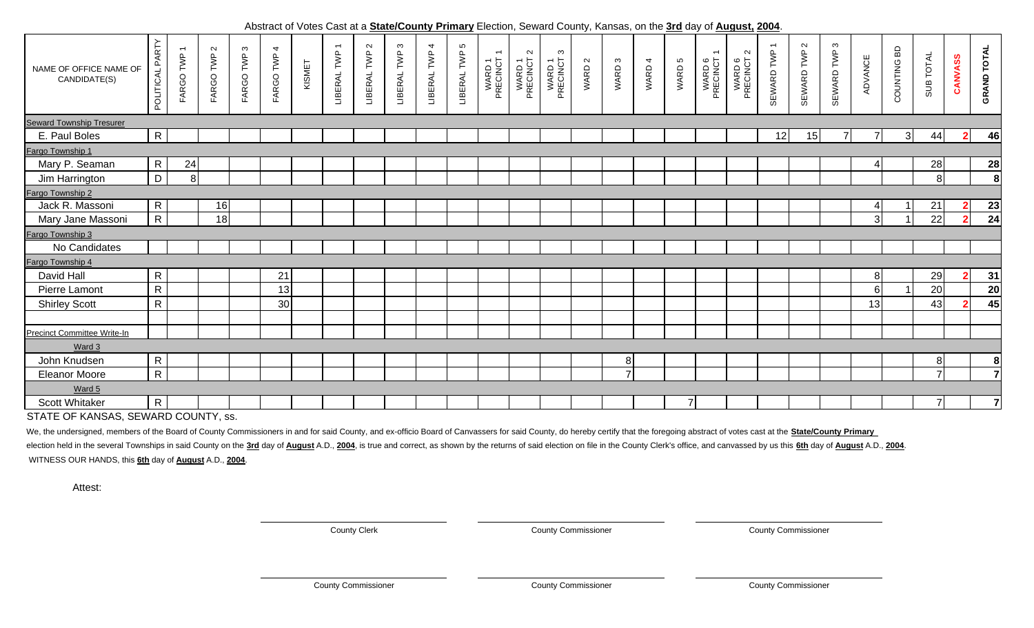Abstract of Votes Cast at a **State/County Primary** Election, Seward County, Kansas, on the **3rd** day of **August, 2004**.

| NAME OF OFFICE NAME OF CANDIDATE(S) | POLITICAL PARTY | FARGO TWP 1 | FARGO TWP 2 | FARGO TWP 3 | FARGO TWP 4 | KISMET | LIBERAL TWP 1 | LIBERAL TWP 2 | LIBERAL TWP 3 | LIBERAL TWP 4 | LIBERAL TWP 5 | WARD 1 PRECINCT 1 | WARD 1 PRECINCT 2 | WARD 1 PRECINCT 3 | WARD 2 | WARD 3 | WARD 4 | WARD 5 | WARD 6 PRECINCT 1 | WARD 6 PRECINCT 2 | SEWARD TWP 1 | SEWARD TWP 2 | SEWARD TWP 3 | ADVANCE | COUNTING BD | SUB TOTAL | CANVASS | GRAND TOTAL |
|---|---|---|---|---|---|---|---|---|---|---|---|---|---|---|---|---|---|---|---|---|---|---|---|---|---|---|---|---|
| Seward Township Tresurer | | | | | | | | | | | | | | | | | | | | | | | | | | | | |
| E. Paul Boles | R | | | | | | | | | | | | | | | | | | | | 12 | 15 | 7 | 7 | 3 | 44 | 2 | 46 |
| Fargo Township 1 | | | | | | | | | | | | | | | | | | | | | | | | | | | | |
| Mary P. Seaman | R | 24 | | | | | | | | | | | | | | | | | | | | | | 4 | | 28 | | 28 |
| Jim Harrington | D | 8 | | | | | | | | | | | | | | | | | | | | | | | | 8 | | 8 |
| Fargo Township 2 | | | | | | | | | | | | | | | | | | | | | | | | | | | | |
| Jack R. Massoni | R | | 16 | | | | | | | | | | | | | | | | | | | | | 4 | 1 | 21 | 2 | 23 |
| Mary Jane Massoni | R | | 18 | | | | | | | | | | | | | | | | | | | | | 3 | 1 | 22 | 2 | 24 |
| Fargo Township 3 | | | | | | | | | | | | | | | | | | | | | | | | | | | | |
| No Candidates | | | | | | | | | | | | | | | | | | | | | | | | | | | | |
| Fargo Township 4 | | | | | | | | | | | | | | | | | | | | | | | | | | | | |
| David Hall | R | | | | 21 | | | | | | | | | | | | | | | | | | | 8 | | 29 | 2 | 31 |
| Pierre Lamont | R | | | | 13 | | | | | | | | | | | | | | | | | | | 6 | 1 | 20 | | 20 |
| Shirley Scott | R | | | | 30 | | | | | | | | | | | | | | | | | | | 13 | | 43 | 2 | 45 |
| | | | | | | | | | | | | | | | | | | | | | | | | | | | | |
| Precinct Committee Write-In | | | | | | | | | | | | | | | | | | | | | | | | | | | | |
| Ward 3 | | | | | | | | | | | | | | | | | | | | | | | | | | | | |
| John Knudsen | R | | | | | | | | | | | | | | | 8 | | | | | | | | | | 8 | | 8 |
| Eleanor Moore | R | | | | | | | | | | | | | | | 7 | | | | | | | | | | 7 | | 7 |
| Ward 5 | | | | | | | | | | | | | | | | | | | | | | | | | | | | |
| Scott Whitaker | R | | | | | | | | | | | | | | | | | 7 | | | | | | | | 7 | | 7 |

STATE OF KANSAS, SEWARD COUNTY, ss.

We, the undersigned, members of the Board of County Commissioners in and for said County, and ex-officio Board of Canvassers for said County, do hereby certify that the foregoing abstract of votes cast at the **State/County Primary** election held in the several Townships in said County on the **3rd** day of **August** A.D., **2004**, is true and correct, as shown by the returns of said election on file in the County Clerk's office, and canvassed by us this **6th** day of **August** A.D., **2004**.

WITNESS OUR HANDS, this **6th** day of **August** A.D., **2004**.

Attest:

County Clerk

County Commissioner

County Commissioner

County Commissioner

County Commissioner

County Commissioner